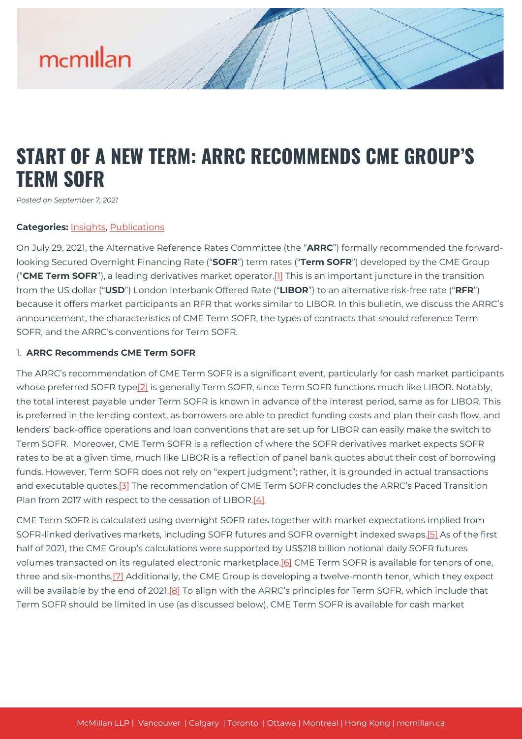# START OF A NEW TERM: ARRC RECOMMENDS CME GROUP'S TERM SOFR

*Posted on September 7, 2021*

**Categories:** Insights, Publications

On July 29, 2021, the Alternative Reference Rates Committee (the "**ARRC**") formally recommended the forward-looking Secured Overnight Financing Rate ("**SOFR**") term rates ("**Term SOFR**") developed by the CME Group ("**CME Term SOFR**"), a leading derivatives market operator.[1] This is an important juncture in the transition from the US dollar ("**USD**") London Interbank Offered Rate ("**LIBOR**") to an alternative risk-free rate ("**RFR**") because it offers market participants an RFR that works similar to LIBOR. In this bulletin, we discuss the ARRC's announcement, the characteristics of CME Term SOFR, the types of contracts that should reference Term SOFR, and the ARRC's conventions for Term SOFR.

1. **ARRC Recommends CME Term SOFR**

The ARRC's recommendation of CME Term SOFR is a significant event, particularly for cash market participants whose preferred SOFR type[2] is generally Term SOFR, since Term SOFR functions much like LIBOR. Notably, the total interest payable under Term SOFR is known in advance of the interest period, same as for LIBOR. This is preferred in the lending context, as borrowers are able to predict funding costs and plan their cash flow, and lenders' back-office operations and loan conventions that are set up for LIBOR can easily make the switch to Term SOFR. Moreover, CME Term SOFR is a reflection of where the SOFR derivatives market expects SOFR rates to be at a given time, much like LIBOR is a reflection of panel bank quotes about their cost of borrowing funds. However, Term SOFR does not rely on "expert judgment"; rather, it is grounded in actual transactions and executable quotes.[3] The recommendation of CME Term SOFR concludes the ARRC's Paced Transition Plan from 2017 with respect to the cessation of LIBOR.[4]

CME Term SOFR is calculated using overnight SOFR rates together with market expectations implied from SOFR-linked derivatives markets, including SOFR futures and SOFR overnight indexed swaps.[5] As of the first half of 2021, the CME Group's calculations were supported by US$218 billion notional daily SOFR futures volumes transacted on its regulated electronic marketplace.[6] CME Term SOFR is available for tenors of one, three and six-months.[7] Additionally, the CME Group is developing a twelve-month tenor, which they expect will be available by the end of 2021.[8] To align with the ARRC's principles for Term SOFR, which include that Term SOFR should be limited in use (as discussed below), CME Term SOFR is available for cash market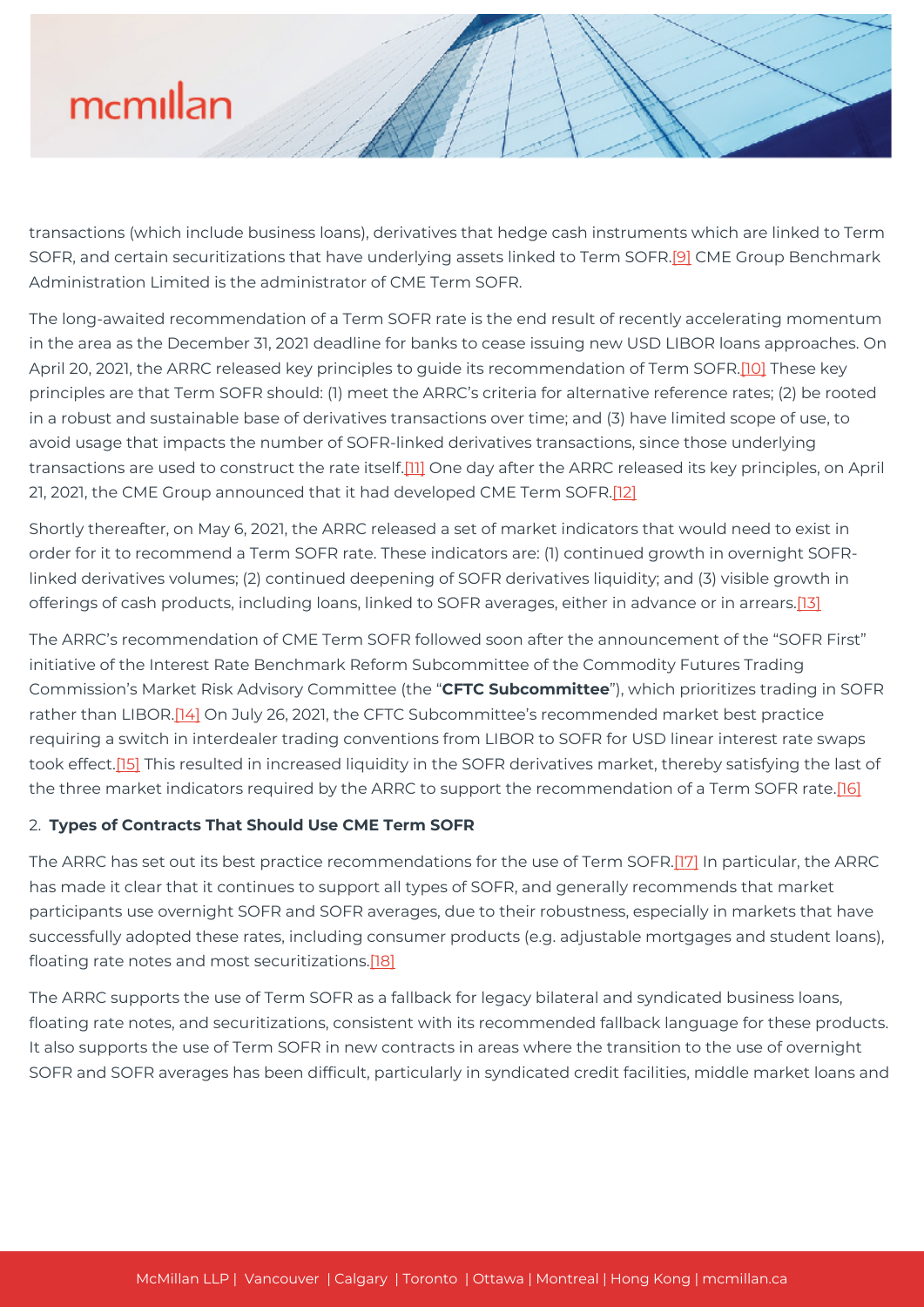transactions (which include business loans), derivatives that hedge cash instruments which are linked to Term SOFR, and certain securitizations that have underlying assets linked to Term SOFR.[9] CME Group Benchmark Administration Limited is the administrator of CME Term SOFR.

The long-awaited recommendation of a Term SOFR rate is the end result of recently accelerating momentum in the area as the December 31, 2021 deadline for banks to cease issuing new USD LIBOR loans approaches. On April 20, 2021, the ARRC released key principles to guide its recommendation of Term SOFR.[10] These key principles are that Term SOFR should: (1) meet the ARRC's criteria for alternative reference rates; (2) be rooted in a robust and sustainable base of derivatives transactions over time; and (3) have limited scope of use, to avoid usage that impacts the number of SOFR-linked derivatives transactions, since those underlying transactions are used to construct the rate itself.[11] One day after the ARRC released its key principles, on April 21, 2021, the CME Group announced that it had developed CME Term SOFR.[12]

Shortly thereafter, on May 6, 2021, the ARRC released a set of market indicators that would need to exist in order for it to recommend a Term SOFR rate. These indicators are: (1) continued growth in overnight SOFR-linked derivatives volumes; (2) continued deepening of SOFR derivatives liquidity; and (3) visible growth in offerings of cash products, including loans, linked to SOFR averages, either in advance or in arrears.[13]

The ARRC's recommendation of CME Term SOFR followed soon after the announcement of the "SOFR First" initiative of the Interest Rate Benchmark Reform Subcommittee of the Commodity Futures Trading Commission's Market Risk Advisory Committee (the "**CFTC Subcommittee**"), which prioritizes trading in SOFR rather than LIBOR.[14] On July 26, 2021, the CFTC Subcommittee's recommended market best practice requiring a switch in interdealer trading conventions from LIBOR to SOFR for USD linear interest rate swaps took effect.[15] This resulted in increased liquidity in the SOFR derivatives market, thereby satisfying the last of the three market indicators required by the ARRC to support the recommendation of a Term SOFR rate.[16]

## 2. Types of Contracts That Should Use CME Term SOFR

The ARRC has set out its best practice recommendations for the use of Term SOFR.[17] In particular, the ARRC has made it clear that it continues to support all types of SOFR, and generally recommends that market participants use overnight SOFR and SOFR averages, due to their robustness, especially in markets that have successfully adopted these rates, including consumer products (e.g. adjustable mortgages and student loans), floating rate notes and most securitizations.[18]

The ARRC supports the use of Term SOFR as a fallback for legacy bilateral and syndicated business loans, floating rate notes, and securitizations, consistent with its recommended fallback language for these products. It also supports the use of Term SOFR in new contracts in areas where the transition to the use of overnight SOFR and SOFR averages has been difficult, particularly in syndicated credit facilities, middle market loans and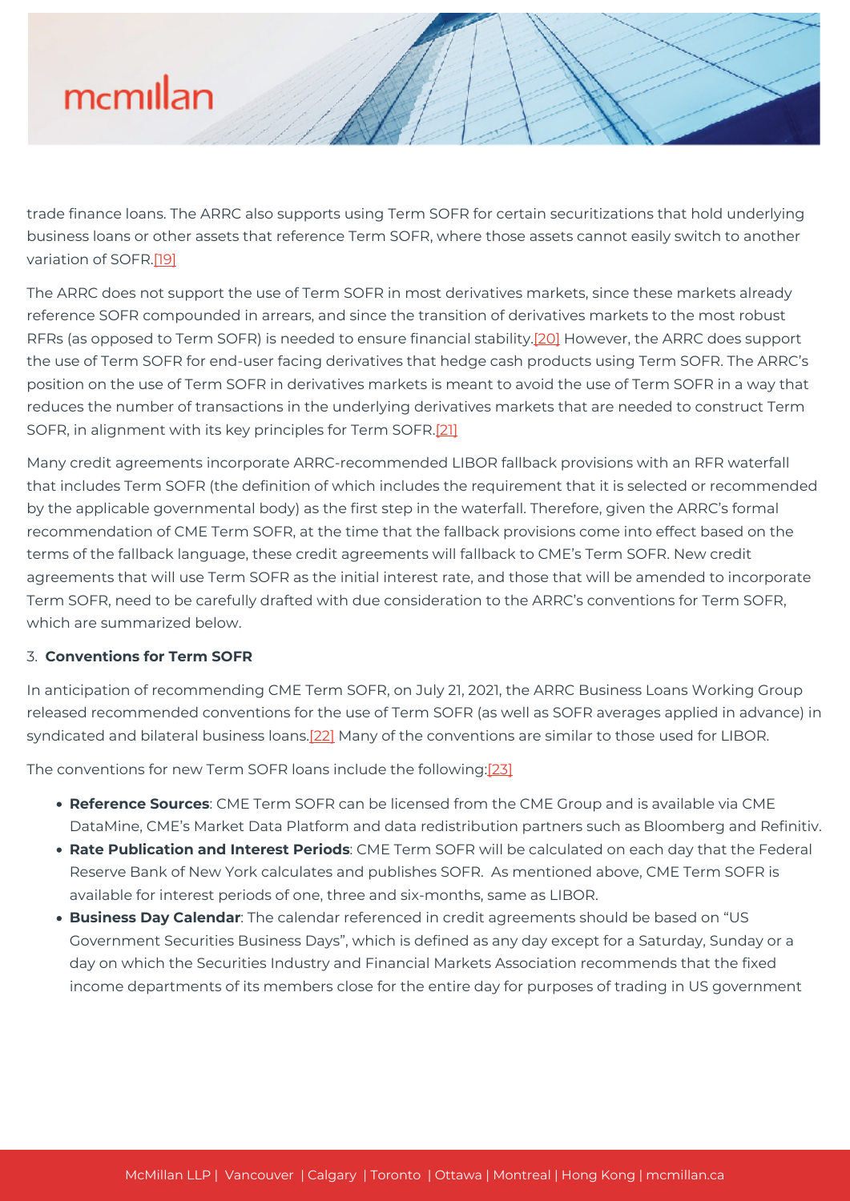trade finance loans. The ARRC also supports using Term SOFR for certain securitizations that hold underlying business loans or other assets that reference Term SOFR, where those assets cannot easily switch to another variation of SOFR.[19]

The ARRC does not support the use of Term SOFR in most derivatives markets, since these markets already reference SOFR compounded in arrears, and since the transition of derivatives markets to the most robust RFRs (as opposed to Term SOFR) is needed to ensure financial stability.[20] However, the ARRC does support the use of Term SOFR for end-user facing derivatives that hedge cash products using Term SOFR. The ARRC's position on the use of Term SOFR in derivatives markets is meant to avoid the use of Term SOFR in a way that reduces the number of transactions in the underlying derivatives markets that are needed to construct Term SOFR, in alignment with its key principles for Term SOFR.[21]

Many credit agreements incorporate ARRC-recommended LIBOR fallback provisions with an RFR waterfall that includes Term SOFR (the definition of which includes the requirement that it is selected or recommended by the applicable governmental body) as the first step in the waterfall. Therefore, given the ARRC's formal recommendation of CME Term SOFR, at the time that the fallback provisions come into effect based on the terms of the fallback language, these credit agreements will fallback to CME's Term SOFR. New credit agreements that will use Term SOFR as the initial interest rate, and those that will be amended to incorporate Term SOFR, need to be carefully drafted with due consideration to the ARRC's conventions for Term SOFR, which are summarized below.

3. **Conventions for Term SOFR**

In anticipation of recommending CME Term SOFR, on July 21, 2021, the ARRC Business Loans Working Group released recommended conventions for the use of Term SOFR (as well as SOFR averages applied in advance) in syndicated and bilateral business loans.[22] Many of the conventions are similar to those used for LIBOR.

The conventions for new Term SOFR loans include the following:[23]

- **Reference Sources**: CME Term SOFR can be licensed from the CME Group and is available via CME DataMine, CME's Market Data Platform and data redistribution partners such as Bloomberg and Refinitiv.
- **Rate Publication and Interest Periods**: CME Term SOFR will be calculated on each day that the Federal Reserve Bank of New York calculates and publishes SOFR. As mentioned above, CME Term SOFR is available for interest periods of one, three and six-months, same as LIBOR.
- **Business Day Calendar**: The calendar referenced in credit agreements should be based on "US Government Securities Business Days", which is defined as any day except for a Saturday, Sunday or a day on which the Securities Industry and Financial Markets Association recommends that the fixed income departments of its members close for the entire day for purposes of trading in US government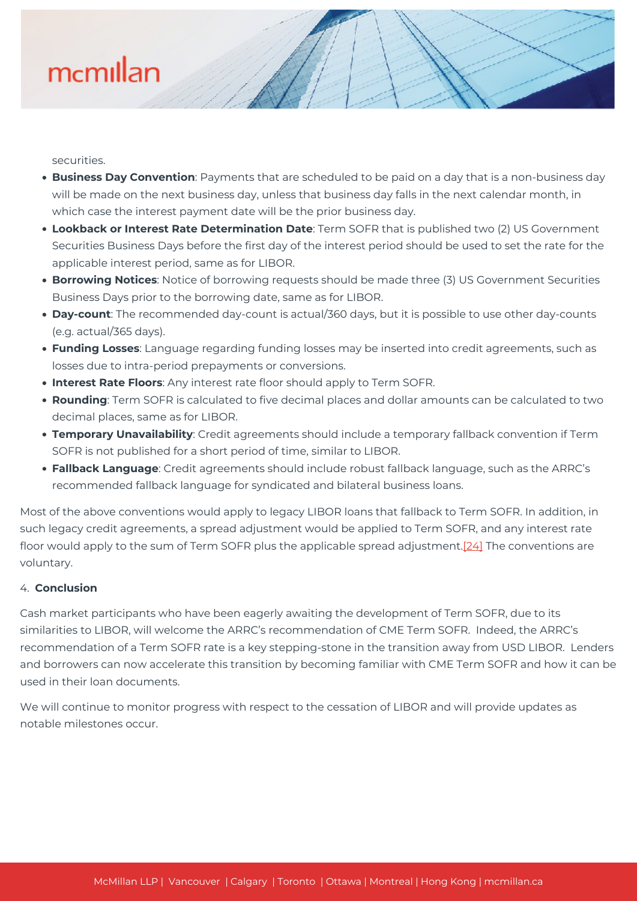securities.

- **Business Day Convention**: Payments that are scheduled to be paid on a day that is a non-business day will be made on the next business day, unless that business day falls in the next calendar month, in which case the interest payment date will be the prior business day.
- **Lookback or Interest Rate Determination Date**: Term SOFR that is published two (2) US Government Securities Business Days before the first day of the interest period should be used to set the rate for the applicable interest period, same as for LIBOR.
- **Borrowing Notices**: Notice of borrowing requests should be made three (3) US Government Securities Business Days prior to the borrowing date, same as for LIBOR.
- **Day-count**: The recommended day-count is actual/360 days, but it is possible to use other day-counts (e.g. actual/365 days).
- **Funding Losses**: Language regarding funding losses may be inserted into credit agreements, such as losses due to intra-period prepayments or conversions.
- **Interest Rate Floors**: Any interest rate floor should apply to Term SOFR.
- **Rounding**: Term SOFR is calculated to five decimal places and dollar amounts can be calculated to two decimal places, same as for LIBOR.
- **Temporary Unavailability**: Credit agreements should include a temporary fallback convention if Term SOFR is not published for a short period of time, similar to LIBOR.
- **Fallback Language**: Credit agreements should include robust fallback language, such as the ARRC's recommended fallback language for syndicated and bilateral business loans.

Most of the above conventions would apply to legacy LIBOR loans that fallback to Term SOFR. In addition, in such legacy credit agreements, a spread adjustment would be applied to Term SOFR, and any interest rate floor would apply to the sum of Term SOFR plus the applicable spread adjustment.[24] The conventions are voluntary.

4. **Conclusion**

Cash market participants who have been eagerly awaiting the development of Term SOFR, due to its similarities to LIBOR, will welcome the ARRC's recommendation of CME Term SOFR. Indeed, the ARRC's recommendation of a Term SOFR rate is a key stepping-stone in the transition away from USD LIBOR. Lenders and borrowers can now accelerate this transition by becoming familiar with CME Term SOFR and how it can be used in their loan documents.

We will continue to monitor progress with respect to the cessation of LIBOR and will provide updates as notable milestones occur.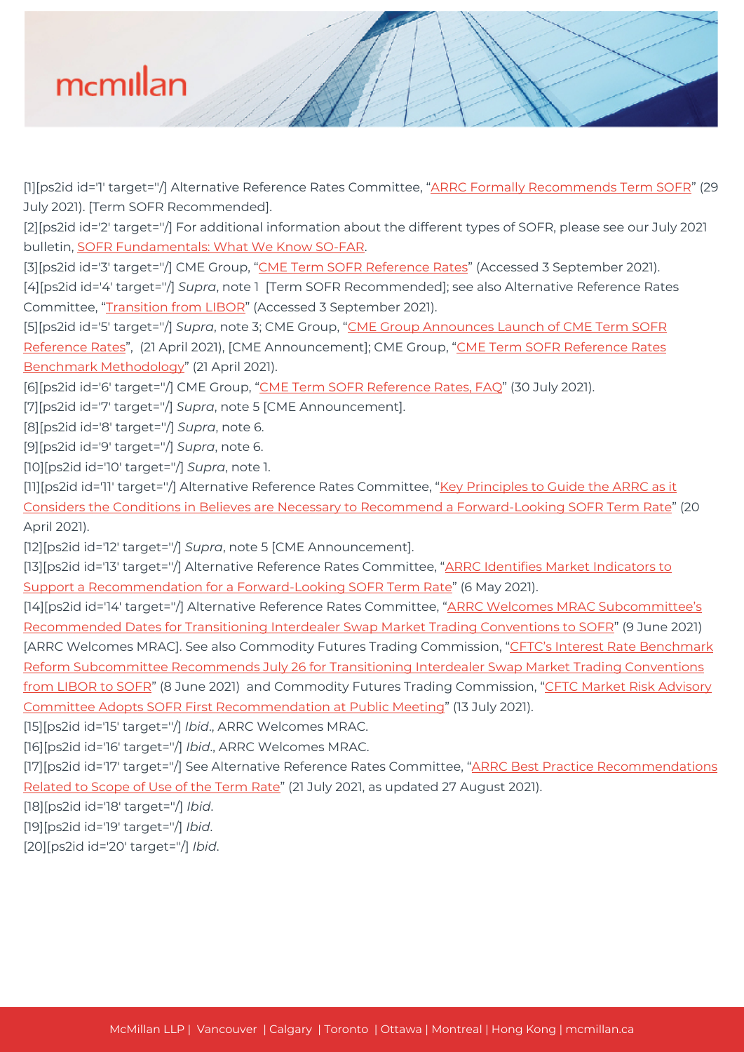[1][ps2id id='1' target=''/] Alternative Reference Rates Committee, "ARRC Formally Recommends Term SOFR" (29 July 2021). [Term SOFR Recommended].

[2][ps2id id='2' target=''/] For additional information about the different types of SOFR, please see our July 2021 bulletin, SOFR Fundamentals: What We Know SO-FAR.

[3][ps2id id='3' target=''/] CME Group, "CME Term SOFR Reference Rates" (Accessed 3 September 2021).

[4][ps2id id='4' target=''/] *Supra*, note 1 [Term SOFR Recommended]; see also Alternative Reference Rates Committee, "Transition from LIBOR" (Accessed 3 September 2021).

[5][ps2id id='5' target=''/] *Supra*, note 3; CME Group, "CME Group Announces Launch of CME Term SOFR Reference Rates", (21 April 2021), [CME Announcement]; CME Group, "CME Term SOFR Reference Rates Benchmark Methodology" (21 April 2021).

[6][ps2id id='6' target=''/] CME Group, "CME Term SOFR Reference Rates, FAQ" (30 July 2021).

[7][ps2id id='7' target=''/] *Supra*, note 5 [CME Announcement].

[8][ps2id id='8' target=''/] *Supra*, note 6.

[9][ps2id id='9' target=''/] *Supra*, note 6.

[10][ps2id id='10' target=''/] *Supra*, note 1.

[11][ps2id id='11' target=''/] Alternative Reference Rates Committee, "Key Principles to Guide the ARRC as it Considers the Conditions in Believes are Necessary to Recommend a Forward-Looking SOFR Term Rate" (20 April 2021).

[12][ps2id id='12' target=''/] *Supra*, note 5 [CME Announcement].

[13][ps2id id='13' target=''/] Alternative Reference Rates Committee, "ARRC Identifies Market Indicators to Support a Recommendation for a Forward-Looking SOFR Term Rate" (6 May 2021).

[14][ps2id id='14' target=''/] Alternative Reference Rates Committee, "ARRC Welcomes MRAC Subcommittee's Recommended Dates for Transitioning Interdealer Swap Market Trading Conventions to SOFR" (9 June 2021) [ARRC Welcomes MRAC]. See also Commodity Futures Trading Commission, "CFTC's Interest Rate Benchmark Reform Subcommittee Recommends July 26 for Transitioning Interdealer Swap Market Trading Conventions from LIBOR to SOFR" (8 June 2021) and Commodity Futures Trading Commission, "CFTC Market Risk Advisory Committee Adopts SOFR First Recommendation at Public Meeting" (13 July 2021).

[15][ps2id id='15' target=''/] *Ibid*., ARRC Welcomes MRAC.

[16][ps2id id='16' target=''/] *Ibid*., ARRC Welcomes MRAC.

[17][ps2id id='17' target=''/] See Alternative Reference Rates Committee, "ARRC Best Practice Recommendations Related to Scope of Use of the Term Rate" (21 July 2021, as updated 27 August 2021).

[18][ps2id id='18' target=''/] *Ibid*.

[19][ps2id id='19' target=''/] *Ibid*.

[20][ps2id id='20' target=''/] *Ibid*.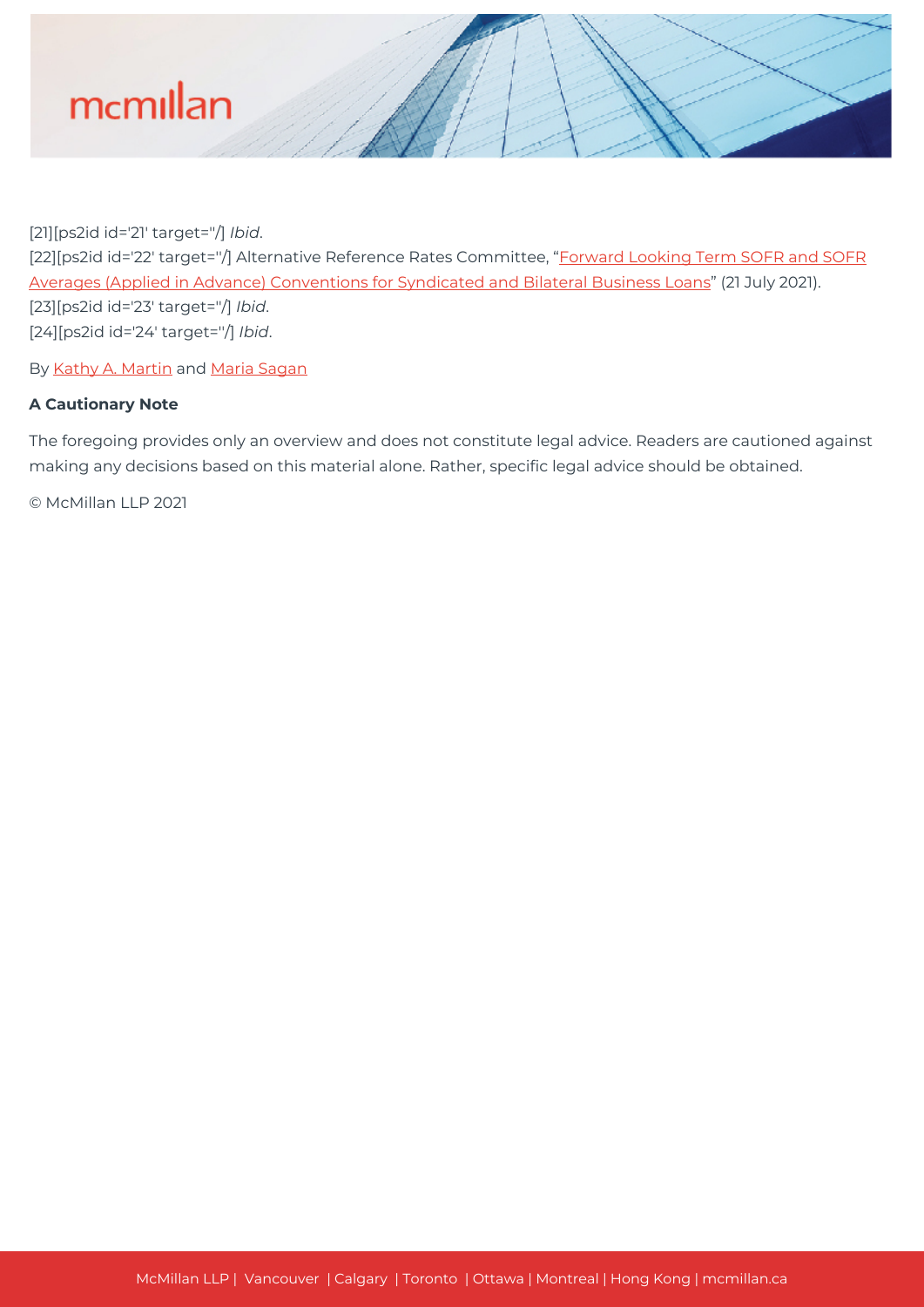[21][ps2id id='21' target=''/] *Ibid*.

[22][ps2id id='22' target=''/] Alternative Reference Rates Committee, "Forward Looking Term SOFR and SOFR Averages (Applied in Advance) Conventions for Syndicated and Bilateral Business Loans" (21 July 2021).

[23][ps2id id='23' target=''/] *Ibid*.

[24][ps2id id='24' target=''/] *Ibid*.

By Kathy A. Martin and Maria Sagan

**A Cautionary Note**

The foregoing provides only an overview and does not constitute legal advice. Readers are cautioned against making any decisions based on this material alone. Rather, specific legal advice should be obtained.

© McMillan LLP 2021